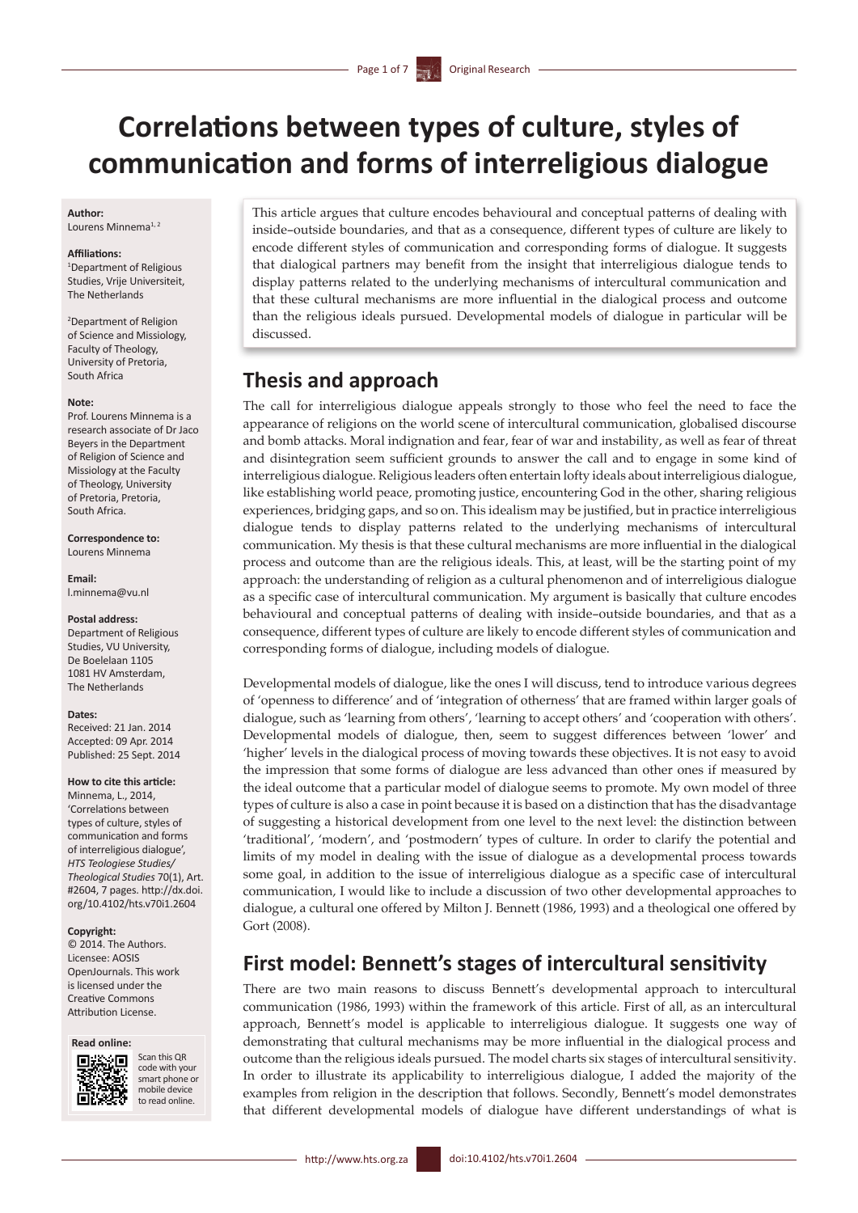# Correlations between types of culture, styles of communication and forms of interreligious dialogue

**Author:**
Lourens Minnema[1, 2]

**Affiliations:**
[1]Department of Religious Studies, Vrije Universiteit, The Netherlands

[2]Department of Religion of Science and Missiology, Faculty of Theology, University of Pretoria, South Africa

**Note:**
Prof. Lourens Minnema is a research associate of Dr Jaco Beyers in the Department of Religion of Science and Missiology at the Faculty of Theology, University of Pretoria, Pretoria, South Africa.

**Correspondence to:**
Lourens Minnema

**Email:**
l.minnema@vu.nl

**Postal address:**
Department of Religious Studies, VU University, De Boelelaan 1105 1081 HV Amsterdam, The Netherlands

**Dates:**
Received: 21 Jan. 2014
Accepted: 09 Apr. 2014
Published: 25 Sept. 2014

**How to cite this article:**
Minnema, L., 2014, 'Correlations between types of culture, styles of communication and forms of interreligious dialogue', *HTS Teologiese Studies/ Theological Studies* 70(1), Art. #2604, 7 pages. http://dx.doi.org/10.4102/hts.v70i1.2604

**Copyright:**
© 2014. The Authors. Licensee: AOSIS OpenJournals. This work is licensed under the Creative Commons Attribution License.

**Read online:**
Scan this QR code with your smart phone or mobile device to read online.

This article argues that culture encodes behavioural and conceptual patterns of dealing with inside–outside boundaries, and that as a consequence, different types of culture are likely to encode different styles of communication and corresponding forms of dialogue. It suggests that dialogical partners may benefit from the insight that interreligious dialogue tends to display patterns related to the underlying mechanisms of intercultural communication and that these cultural mechanisms are more influential in the dialogical process and outcome than the religious ideals pursued. Developmental models of dialogue in particular will be discussed.

## Thesis and approach

The call for interreligious dialogue appeals strongly to those who feel the need to face the appearance of religions on the world scene of intercultural communication, globalised discourse and bomb attacks. Moral indignation and fear, fear of war and instability, as well as fear of threat and disintegration seem sufficient grounds to answer the call and to engage in some kind of interreligious dialogue. Religious leaders often entertain lofty ideals about interreligious dialogue, like establishing world peace, promoting justice, encountering God in the other, sharing religious experiences, bridging gaps, and so on. This idealism may be justified, but in practice interreligious dialogue tends to display patterns related to the underlying mechanisms of intercultural communication. My thesis is that these cultural mechanisms are more influential in the dialogical process and outcome than are the religious ideals. This, at least, will be the starting point of my approach: the understanding of religion as a cultural phenomenon and of interreligious dialogue as a specific case of intercultural communication. My argument is basically that culture encodes behavioural and conceptual patterns of dealing with inside–outside boundaries, and that as a consequence, different types of culture are likely to encode different styles of communication and corresponding forms of dialogue, including models of dialogue.

Developmental models of dialogue, like the ones I will discuss, tend to introduce various degrees of 'openness to difference' and of 'integration of otherness' that are framed within larger goals of dialogue, such as 'learning from others', 'learning to accept others' and 'cooperation with others'. Developmental models of dialogue, then, seem to suggest differences between 'lower' and 'higher' levels in the dialogical process of moving towards these objectives. It is not easy to avoid the impression that some forms of dialogue are less advanced than other ones if measured by the ideal outcome that a particular model of dialogue seems to promote. My own model of three types of culture is also a case in point because it is based on a distinction that has the disadvantage of suggesting a historical development from one level to the next level: the distinction between 'traditional', 'modern', and 'postmodern' types of culture. In order to clarify the potential and limits of my model in dealing with the issue of dialogue as a developmental process towards some goal, in addition to the issue of interreligious dialogue as a specific case of intercultural communication, I would like to include a discussion of two other developmental approaches to dialogue, a cultural one offered by Milton J. Bennett (1986, 1993) and a theological one offered by Gort (2008).

## First model: Bennett's stages of intercultural sensitivity

There are two main reasons to discuss Bennett's developmental approach to intercultural communication (1986, 1993) within the framework of this article. First of all, as an intercultural approach, Bennett's model is applicable to interreligious dialogue. It suggests one way of demonstrating that cultural mechanisms may be more influential in the dialogical process and outcome than the religious ideals pursued. The model charts six stages of intercultural sensitivity. In order to illustrate its applicability to interreligious dialogue, I added the majority of the examples from religion in the description that follows. Secondly, Bennett's model demonstrates that different developmental models of dialogue have different understandings of what is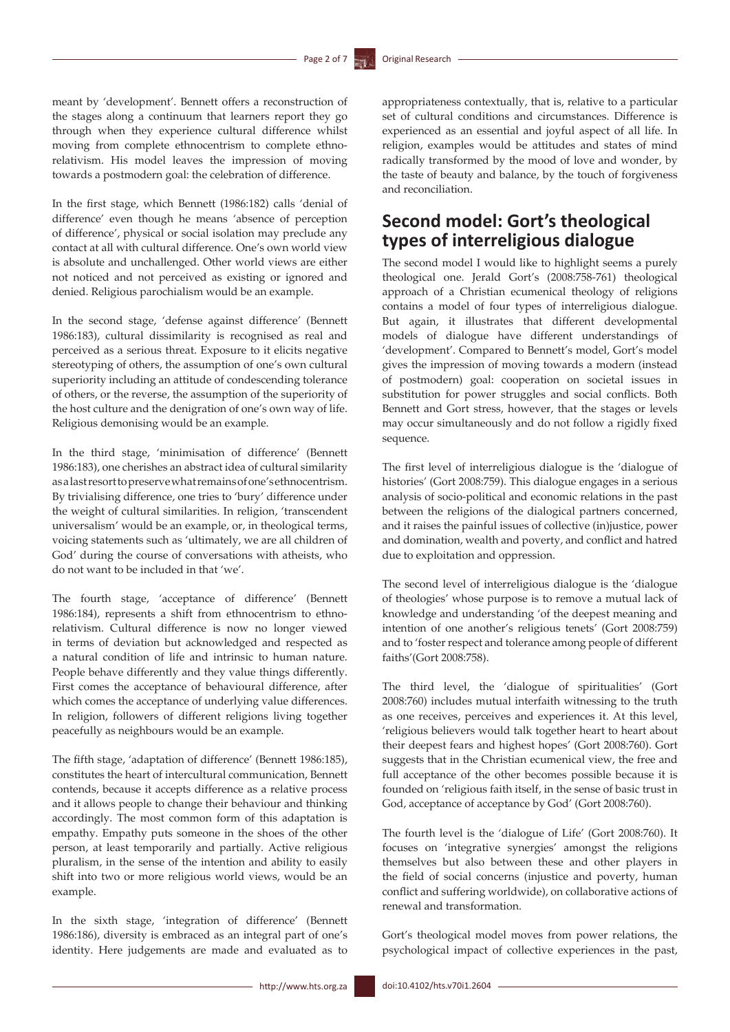meant by 'development'. Bennett offers a reconstruction of the stages along a continuum that learners report they go through when they experience cultural difference whilst moving from complete ethnocentrism to complete ethnorelativism. His model leaves the impression of moving towards a postmodern goal: the celebration of difference.

In the first stage, which Bennett (1986:182) calls 'denial of difference' even though he means 'absence of perception of difference', physical or social isolation may preclude any contact at all with cultural difference. One's own world view is absolute and unchallenged. Other world views are either not noticed and not perceived as existing or ignored and denied. Religious parochialism would be an example.

In the second stage, 'defense against difference' (Bennett 1986:183), cultural dissimilarity is recognised as real and perceived as a serious threat. Exposure to it elicits negative stereotyping of others, the assumption of one's own cultural superiority including an attitude of condescending tolerance of others, or the reverse, the assumption of the superiority of the host culture and the denigration of one's own way of life. Religious demonising would be an example.

In the third stage, 'minimisation of difference' (Bennett 1986:183), one cherishes an abstract idea of cultural similarity as a last resort to preserve what remains of one's ethnocentrism. By trivialising difference, one tries to 'bury' difference under the weight of cultural similarities. In religion, 'transcendent universalism' would be an example, or, in theological terms, voicing statements such as 'ultimately, we are all children of God' during the course of conversations with atheists, who do not want to be included in that 'we'.

The fourth stage, 'acceptance of difference' (Bennett 1986:184), represents a shift from ethnocentrism to ethnorelativism. Cultural difference is now no longer viewed in terms of deviation but acknowledged and respected as a natural condition of life and intrinsic to human nature. People behave differently and they value things differently. First comes the acceptance of behavioural difference, after which comes the acceptance of underlying value differences. In religion, followers of different religions living together peacefully as neighbours would be an example.

The fifth stage, 'adaptation of difference' (Bennett 1986:185), constitutes the heart of intercultural communication, Bennett contends, because it accepts difference as a relative process and it allows people to change their behaviour and thinking accordingly. The most common form of this adaptation is empathy. Empathy puts someone in the shoes of the other person, at least temporarily and partially. Active religious pluralism, in the sense of the intention and ability to easily shift into two or more religious world views, would be an example.

In the sixth stage, 'integration of difference' (Bennett 1986:186), diversity is embraced as an integral part of one's identity. Here judgements are made and evaluated as to appropriateness contextually, that is, relative to a particular set of cultural conditions and circumstances. Difference is experienced as an essential and joyful aspect of all life. In religion, examples would be attitudes and states of mind radically transformed by the mood of love and wonder, by the taste of beauty and balance, by the touch of forgiveness and reconciliation.

## Second model: Gort's theological types of interreligious dialogue

The second model I would like to highlight seems a purely theological one. Jerald Gort's (2008:758-761) theological approach of a Christian ecumenical theology of religions contains a model of four types of interreligious dialogue. But again, it illustrates that different developmental models of dialogue have different understandings of 'development'. Compared to Bennett's model, Gort's model gives the impression of moving towards a modern (instead of postmodern) goal: cooperation on societal issues in substitution for power struggles and social conflicts. Both Bennett and Gort stress, however, that the stages or levels may occur simultaneously and do not follow a rigidly fixed sequence.

The first level of interreligious dialogue is the 'dialogue of histories' (Gort 2008:759). This dialogue engages in a serious analysis of socio-political and economic relations in the past between the religions of the dialogical partners concerned, and it raises the painful issues of collective (in)justice, power and domination, wealth and poverty, and conflict and hatred due to exploitation and oppression.

The second level of interreligious dialogue is the 'dialogue of theologies' whose purpose is to remove a mutual lack of knowledge and understanding 'of the deepest meaning and intention of one another's religious tenets' (Gort 2008:759) and to 'foster respect and tolerance among people of different faiths'(Gort 2008:758).

The third level, the 'dialogue of spiritualities' (Gort 2008:760) includes mutual interfaith witnessing to the truth as one receives, perceives and experiences it. At this level, 'religious believers would talk together heart to heart about their deepest fears and highest hopes' (Gort 2008:760). Gort suggests that in the Christian ecumenical view, the free and full acceptance of the other becomes possible because it is founded on 'religious faith itself, in the sense of basic trust in God, acceptance of acceptance by God' (Gort 2008:760).

The fourth level is the 'dialogue of Life' (Gort 2008:760). It focuses on 'integrative synergies' amongst the religions themselves but also between these and other players in the field of social concerns (injustice and poverty, human conflict and suffering worldwide), on collaborative actions of renewal and transformation.

Gort's theological model moves from power relations, the psychological impact of collective experiences in the past,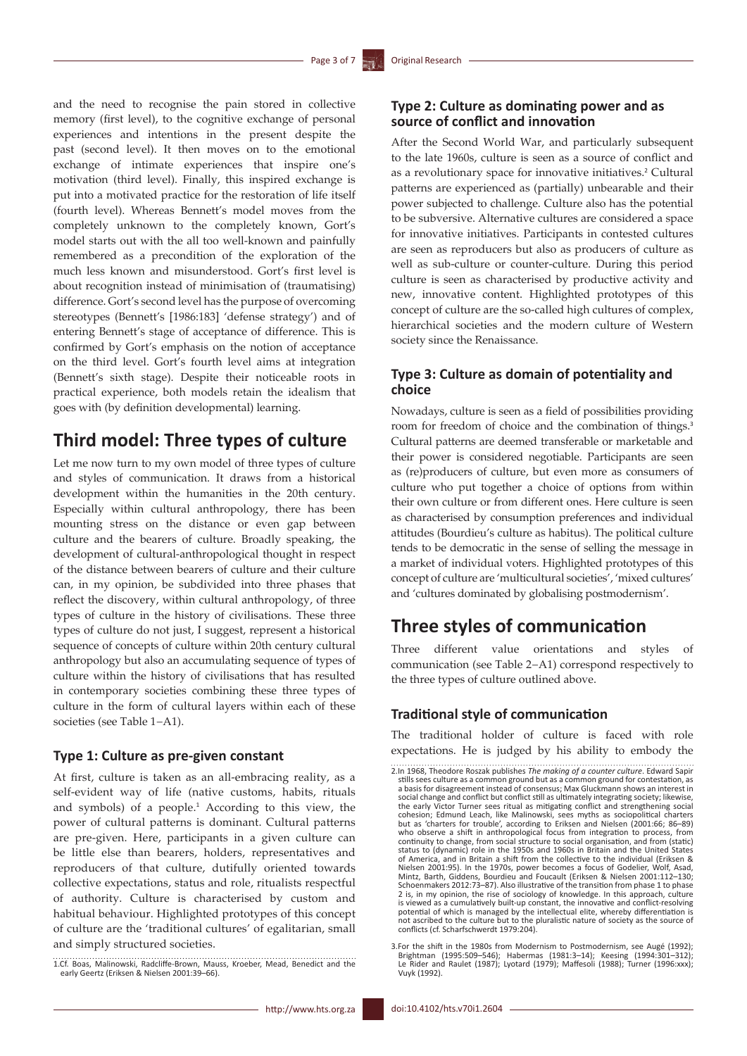and the need to recognise the pain stored in collective memory (first level), to the cognitive exchange of personal experiences and intentions in the present despite the past (second level). It then moves on to the emotional exchange of intimate experiences that inspire one's motivation (third level). Finally, this inspired exchange is put into a motivated practice for the restoration of life itself (fourth level). Whereas Bennett's model moves from the completely unknown to the completely known, Gort's model starts out with the all too well-known and painfully remembered as a precondition of the exploration of the much less known and misunderstood. Gort's first level is about recognition instead of minimisation of (traumatising) difference. Gort's second level has the purpose of overcoming stereotypes (Bennett's [1986:183] 'defense strategy') and of entering Bennett's stage of acceptance of difference. This is confirmed by Gort's emphasis on the notion of acceptance on the third level. Gort's fourth level aims at integration (Bennett's sixth stage). Despite their noticeable roots in practical experience, both models retain the idealism that goes with (by definition developmental) learning.

# Third model: Three types of culture

Let me now turn to my own model of three types of culture and styles of communication. It draws from a historical development within the humanities in the 20th century. Especially within cultural anthropology, there has been mounting stress on the distance or even gap between culture and the bearers of culture. Broadly speaking, the development of cultural-anthropological thought in respect of the distance between bearers of culture and their culture can, in my opinion, be subdivided into three phases that reflect the discovery, within cultural anthropology, of three types of culture in the history of civilisations. These three types of culture do not just, I suggest, represent a historical sequence of concepts of culture within 20th century cultural anthropology but also an accumulating sequence of types of culture within the history of civilisations that has resulted in contemporary societies combining these three types of culture in the form of cultural layers within each of these societies (see Table 1–A1).

### Type 1: Culture as pre-given constant

At first, culture is taken as an all-embracing reality, as a self-evident way of life (native customs, habits, rituals and symbols) of a people.[1] According to this view, the power of cultural patterns is dominant. Cultural patterns are pre-given. Here, participants in a given culture can be little else than bearers, holders, representatives and reproducers of that culture, dutifully oriented towards collective expectations, status and role, ritualists respectful of authority. Culture is characterised by custom and habitual behaviour. Highlighted prototypes of this concept of culture are the 'traditional cultures' of egalitarian, small and simply structured societies.

### Type 2: Culture as dominating power and as source of conflict and innovation

After the Second World War, and particularly subsequent to the late 1960s, culture is seen as a source of conflict and as a revolutionary space for innovative initiatives.[2] Cultural patterns are experienced as (partially) unbearable and their power subjected to challenge. Culture also has the potential to be subversive. Alternative cultures are considered a space for innovative initiatives. Participants in contested cultures are seen as reproducers but also as producers of culture as well as sub-culture or counter-culture. During this period culture is seen as characterised by productive activity and new, innovative content. Highlighted prototypes of this concept of culture are the so-called high cultures of complex, hierarchical societies and the modern culture of Western society since the Renaissance.

### Type 3: Culture as domain of potentiality and choice

Nowadays, culture is seen as a field of possibilities providing room for freedom of choice and the combination of things.[3] Cultural patterns are deemed transferable or marketable and their power is considered negotiable. Participants are seen as (re)producers of culture, but even more as consumers of culture who put together a choice of options from within their own culture or from different ones. Here culture is seen as characterised by consumption preferences and individual attitudes (Bourdieu's culture as habitus). The political culture tends to be democratic in the sense of selling the message in a market of individual voters. Highlighted prototypes of this concept of culture are 'multicultural societies', 'mixed cultures' and 'cultures dominated by globalising postmodernism'.

# Three styles of communication

Three different value orientations and styles of communication (see Table 2–A1) correspond respectively to the three types of culture outlined above.

### Traditional style of communication

The traditional holder of culture is faced with role expectations. He is judged by his ability to embody the

1.Cf. Boas, Malinowski, Radcliffe-Brown, Mauss, Kroeber, Mead, Benedict and the early Geertz (Eriksen & Nielsen 2001:39–66).

2.In 1968, Theodore Roszak publishes *The making of a counter culture*. Edward Sapir stills sees culture as a common ground but as a common ground for contestation, as a basis for disagreement instead of consensus; Max Gluckmann shows an interest in social change and conflict but conflict still as ultimately integrating society; likewise, the early Victor Turner sees ritual as mitigating conflict and strengthening social cohesion; Edmund Leach, like Malinowski, sees myths as sociopolitical charters but as 'charters for trouble', according to Eriksen and Nielsen (2001:66; 86–89) who observe a shift in anthropological focus from integration to process, from continuity to change, from social structure to social organisation, and from (static) status to (dynamic) role in the 1950s and 1960s in Britain and the United States of America, and in Britain a shift from the collective to the individual (Eriksen & Nielsen 2001:95). In the 1970s, power becomes a focus of Godelier, Wolf, Asad, Mintz, Barth, Giddens, Bourdieu and Foucault (Eriksen & Nielsen 2001:112–130; Schoenmakers 2012:73–87). Also illustrative of the transition from phase 1 to phase 2 is, in my opinion, the rise of sociology of knowledge. In this approach, culture is viewed as a cumulatively built-up constant, the innovative and conflict-resolving potential of which is managed by the intellectual elite, whereby differentiation is not ascribed to the culture but to the pluralistic nature of society as the source of conflicts (cf. Scharfschwerdt 1979:204).

3.For the shift in the 1980s from Modernism to Postmodernism, see Augé (1992); Brightman (1995:509–546); Habermas (1981:3–14); Keesing (1994:301–312); Le Rider and Raulet (1987); Lyotard (1979); Maffesoli (1988); Turner (1996:xxx); Vuyk (1992).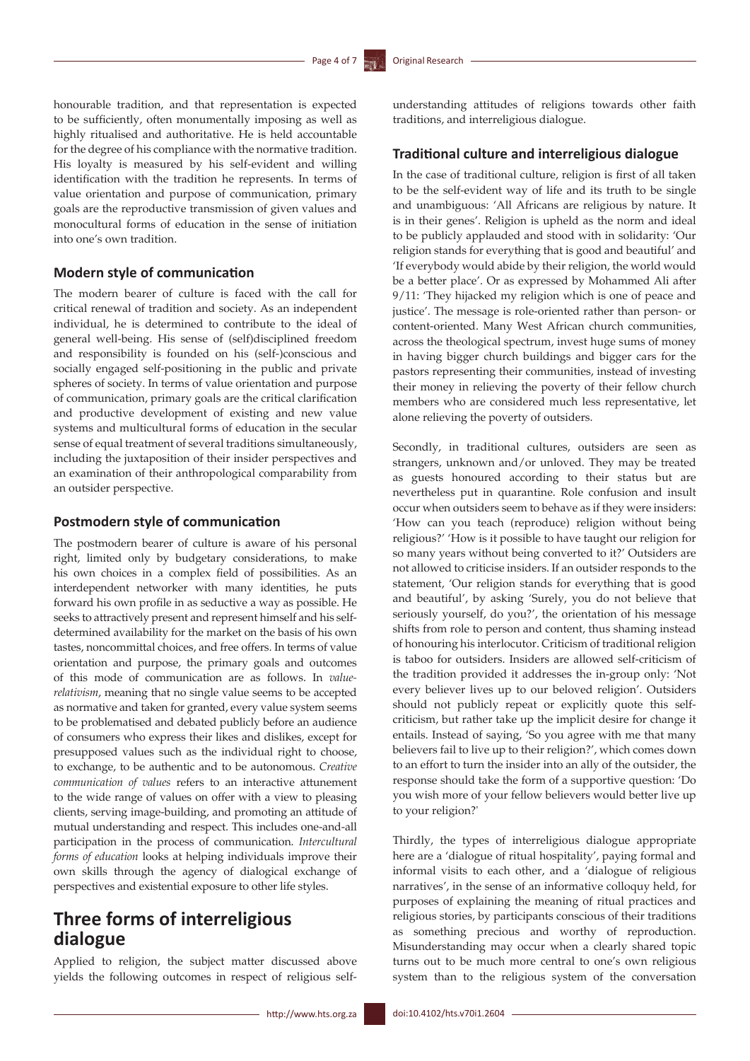honourable tradition, and that representation is expected to be sufficiently, often monumentally imposing as well as highly ritualised and authoritative. He is held accountable for the degree of his compliance with the normative tradition. His loyalty is measured by his self-evident and willing identification with the tradition he represents. In terms of value orientation and purpose of communication, primary goals are the reproductive transmission of given values and monocultural forms of education in the sense of initiation into one's own tradition.

### Modern style of communication

The modern bearer of culture is faced with the call for critical renewal of tradition and society. As an independent individual, he is determined to contribute to the ideal of general well-being. His sense of (self)disciplined freedom and responsibility is founded on his (self-)conscious and socially engaged self-positioning in the public and private spheres of society. In terms of value orientation and purpose of communication, primary goals are the critical clarification and productive development of existing and new value systems and multicultural forms of education in the secular sense of equal treatment of several traditions simultaneously, including the juxtaposition of their insider perspectives and an examination of their anthropological comparability from an outsider perspective.

### Postmodern style of communication

The postmodern bearer of culture is aware of his personal right, limited only by budgetary considerations, to make his own choices in a complex field of possibilities. As an interdependent networker with many identities, he puts forward his own profile in as seductive a way as possible. He seeks to attractively present and represent himself and his self-determined availability for the market on the basis of his own tastes, noncommittal choices, and free offers. In terms of value orientation and purpose, the primary goals and outcomes of this mode of communication are as follows. In *value-relativism*, meaning that no single value seems to be accepted as normative and taken for granted, every value system seems to be problematised and debated publicly before an audience of consumers who express their likes and dislikes, except for presupposed values such as the individual right to choose, to exchange, to be authentic and to be autonomous. *Creative communication of values* refers to an interactive attunement to the wide range of values on offer with a view to pleasing clients, serving image-building, and promoting an attitude of mutual understanding and respect. This includes one-and-all participation in the process of communication. *Intercultural forms of education* looks at helping individuals improve their own skills through the agency of dialogical exchange of perspectives and existential exposure to other life styles.

## Three forms of interreligious dialogue

Applied to religion, the subject matter discussed above yields the following outcomes in respect of religious self-understanding attitudes of religions towards other faith traditions, and interreligious dialogue.

### Traditional culture and interreligious dialogue

In the case of traditional culture, religion is first of all taken to be the self-evident way of life and its truth to be single and unambiguous: 'All Africans are religious by nature. It is in their genes'. Religion is upheld as the norm and ideal to be publicly applauded and stood with in solidarity: 'Our religion stands for everything that is good and beautiful' and 'If everybody would abide by their religion, the world would be a better place'. Or as expressed by Mohammed Ali after 9/11: 'They hijacked my religion which is one of peace and justice'. The message is role-oriented rather than person- or content-oriented. Many West African church communities, across the theological spectrum, invest huge sums of money in having bigger church buildings and bigger cars for the pastors representing their communities, instead of investing their money in relieving the poverty of their fellow church members who are considered much less representative, let alone relieving the poverty of outsiders.

Secondly, in traditional cultures, outsiders are seen as strangers, unknown and/or unloved. They may be treated as guests honoured according to their status but are nevertheless put in quarantine. Role confusion and insult occur when outsiders seem to behave as if they were insiders: 'How can you teach (reproduce) religion without being religious?' 'How is it possible to have taught our religion for so many years without being converted to it?' Outsiders are not allowed to criticise insiders. If an outsider responds to the statement, 'Our religion stands for everything that is good and beautiful', by asking 'Surely, you do not believe that seriously yourself, do you?', the orientation of his message shifts from role to person and content, thus shaming instead of honouring his interlocutor. Criticism of traditional religion is taboo for outsiders. Insiders are allowed self-criticism of the tradition provided it addresses the in-group only: 'Not every believer lives up to our beloved religion'. Outsiders should not publicly repeat or explicitly quote this self-criticism, but rather take up the implicit desire for change it entails. Instead of saying, 'So you agree with me that many believers fail to live up to their religion?', which comes down to an effort to turn the insider into an ally of the outsider, the response should take the form of a supportive question: 'Do you wish more of your fellow believers would better live up to your religion?'

Thirdly, the types of interreligious dialogue appropriate here are a 'dialogue of ritual hospitality', paying formal and informal visits to each other, and a 'dialogue of religious narratives', in the sense of an informative colloquy held, for purposes of explaining the meaning of ritual practices and religious stories, by participants conscious of their traditions as something precious and worthy of reproduction. Misunderstanding may occur when a clearly shared topic turns out to be much more central to one's own religious system than to the religious system of the conversation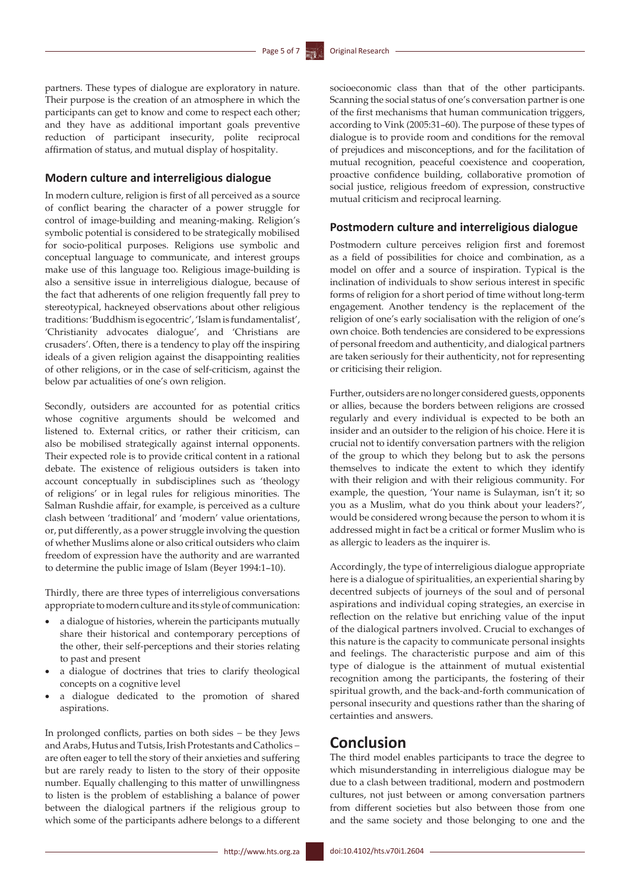partners. These types of dialogue are exploratory in nature. Their purpose is the creation of an atmosphere in which the participants can get to know and come to respect each other; and they have as additional important goals preventive reduction of participant insecurity, polite reciprocal affirmation of status, and mutual display of hospitality.

### Modern culture and interreligious dialogue

In modern culture, religion is first of all perceived as a source of conflict bearing the character of a power struggle for control of image-building and meaning-making. Religion's symbolic potential is considered to be strategically mobilised for socio-political purposes. Religions use symbolic and conceptual language to communicate, and interest groups make use of this language too. Religious image-building is also a sensitive issue in interreligious dialogue, because of the fact that adherents of one religion frequently fall prey to stereotypical, hackneyed observations about other religious traditions: 'Buddhism is egocentric', 'Islam is fundamentalist', 'Christianity advocates dialogue', and 'Christians are crusaders'. Often, there is a tendency to play off the inspiring ideals of a given religion against the disappointing realities of other religions, or in the case of self-criticism, against the below par actualities of one's own religion.

Secondly, outsiders are accounted for as potential critics whose cognitive arguments should be welcomed and listened to. External critics, or rather their criticism, can also be mobilised strategically against internal opponents. Their expected role is to provide critical content in a rational debate. The existence of religious outsiders is taken into account conceptually in subdisciplines such as 'theology of religions' or in legal rules for religious minorities. The Salman Rushdie affair, for example, is perceived as a culture clash between 'traditional' and 'modern' value orientations, or, put differently, as a power struggle involving the question of whether Muslims alone or also critical outsiders who claim freedom of expression have the authority and are warranted to determine the public image of Islam (Beyer 1994:1–10).

Thirdly, there are three types of interreligious conversations appropriate to modern culture and its style of communication:

- a dialogue of histories, wherein the participants mutually share their historical and contemporary perceptions of the other, their self-perceptions and their stories relating to past and present
- a dialogue of doctrines that tries to clarify theological concepts on a cognitive level
- a dialogue dedicated to the promotion of shared aspirations.

In prolonged conflicts, parties on both sides – be they Jews and Arabs, Hutus and Tutsis, Irish Protestants and Catholics – are often eager to tell the story of their anxieties and suffering but are rarely ready to listen to the story of their opposite number. Equally challenging to this matter of unwillingness to listen is the problem of establishing a balance of power between the dialogical partners if the religious group to which some of the participants adhere belongs to a different socioeconomic class than that of the other participants. Scanning the social status of one's conversation partner is one of the first mechanisms that human communication triggers, according to Vink (2005:31–60). The purpose of these types of dialogue is to provide room and conditions for the removal of prejudices and misconceptions, and for the facilitation of mutual recognition, peaceful coexistence and cooperation, proactive confidence building, collaborative promotion of social justice, religious freedom of expression, constructive mutual criticism and reciprocal learning.

### Postmodern culture and interreligious dialogue

Postmodern culture perceives religion first and foremost as a field of possibilities for choice and combination, as a model on offer and a source of inspiration. Typical is the inclination of individuals to show serious interest in specific forms of religion for a short period of time without long-term engagement. Another tendency is the replacement of the religion of one's early socialisation with the religion of one's own choice. Both tendencies are considered to be expressions of personal freedom and authenticity, and dialogical partners are taken seriously for their authenticity, not for representing or criticising their religion.

Further, outsiders are no longer considered guests, opponents or allies, because the borders between religions are crossed regularly and every individual is expected to be both an insider and an outsider to the religion of his choice. Here it is crucial not to identify conversation partners with the religion of the group to which they belong but to ask the persons themselves to indicate the extent to which they identify with their religion and with their religious community. For example, the question, 'Your name is Sulayman, isn't it; so you as a Muslim, what do you think about your leaders?', would be considered wrong because the person to whom it is addressed might in fact be a critical or former Muslim who is as allergic to leaders as the inquirer is.

Accordingly, the type of interreligious dialogue appropriate here is a dialogue of spiritualities, an experiential sharing by decentred subjects of journeys of the soul and of personal aspirations and individual coping strategies, an exercise in reflection on the relative but enriching value of the input of the dialogical partners involved. Crucial to exchanges of this nature is the capacity to communicate personal insights and feelings. The characteristic purpose and aim of this type of dialogue is the attainment of mutual existential recognition among the participants, the fostering of their spiritual growth, and the back-and-forth communication of personal insecurity and questions rather than the sharing of certainties and answers.

## Conclusion

The third model enables participants to trace the degree to which misunderstanding in interreligious dialogue may be due to a clash between traditional, modern and postmodern cultures, not just between or among conversation partners from different societies but also between those from one and the same society and those belonging to one and the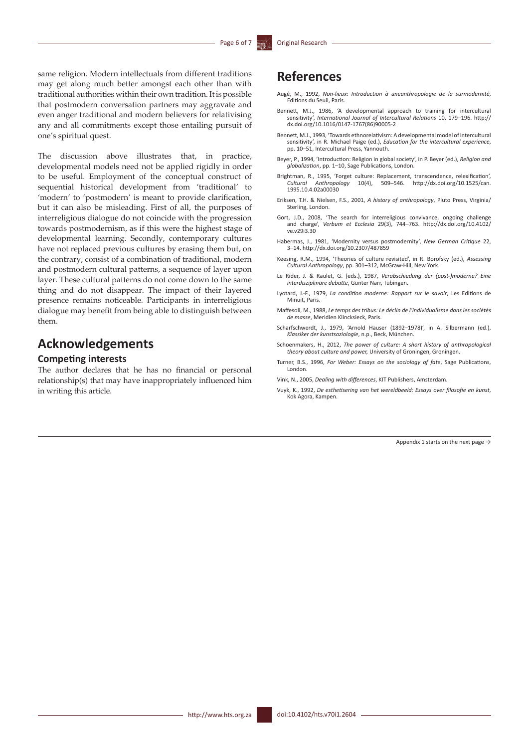same religion. Modern intellectuals from different traditions may get along much better amongst each other than with traditional authorities within their own tradition. It is possible that postmodern conversation partners may aggravate and even anger traditional and modern believers for relativising any and all commitments except those entailing pursuit of one's spiritual quest.

The discussion above illustrates that, in practice, developmental models need not be applied rigidly in order to be useful. Employment of the conceptual construct of sequential historical development from 'traditional' to 'modern' to 'postmodern' is meant to provide clarification, but it can also be misleading. First of all, the purposes of interreligious dialogue do not coincide with the progression towards postmodernism, as if this were the highest stage of developmental learning. Secondly, contemporary cultures have not replaced previous cultures by erasing them but, on the contrary, consist of a combination of traditional, modern and postmodern cultural patterns, a sequence of layer upon layer. These cultural patterns do not come down to the same thing and do not disappear. The impact of their layered presence remains noticeable. Participants in interreligious dialogue may benefit from being able to distinguish between them.

## Acknowledgements

### Competing interests

The author declares that he has no financial or personal relationship(s) that may have inappropriately influenced him in writing this article.

## References

Augé, M., 1992, *Non-lieux: Introduction à uneanthropologie de la surmodernité*, Editions du Seuil, Paris.

Bennett, M.J., 1986, 'A developmental approach to training for intercultural sensitivity', *International Journal of Intercultural Relations* 10, 179–196. http://dx.doi.org/10.1016/0147-1767(86)90005-2

Bennett, M.J., 1993, 'Towards ethnorelativism: A developmental model of intercultural sensitivity', in R. Michael Paige (ed.), *Education for the intercultural experience*, pp. 10–51, Intercultural Press, Yannouth.

Beyer, P., 1994, 'Introduction: Religion in global society', in P. Beyer (ed.), *Religion and globalization*, pp. 1–10, Sage Publications, London.

Brightman, R., 1995, 'Forget culture: Replacement, transcendence, relexification', *Cultural Anthropology* 10(4), 509–546. http://dx.doi.org/10.1525/can.1995.10.4.02a00030

Eriksen, T.H. & Nielsen, F.S., 2001, *A history of anthropology*, Pluto Press, Virginia/Sterling, London.

Gort, J.D., 2008, 'The search for interreligious convivance, ongoing challenge and charge', *Verbum et Ecclesia* 29(3), 744–763. http://dx.doi.org/10.4102/ve.v29i3.30

Habermas, J., 1981, 'Modernity versus postmodernity', *New German Critique* 22, 3–14. http://dx.doi.org/10.2307/487859

Keesing, R.M., 1994, 'Theories of culture revisited', in R. Borofsky (ed.), *Assessing Cultural Anthropology*, pp. 301–312, McGraw-Hill, New York.

Le Rider, J. & Raulet, G. (eds.), 1987, *Verabschiedung der (post-)moderne? Eine interdisziplinäre debatte*, Günter Narr, Tübingen.

Lyotard, J.-F., 1979, *La condition moderne: Rapport sur le savoir*, Les Editions de Minuit, Paris.

Maffesoli, M., 1988, *Le temps des tribus: Le déclin de l'individualisme dans les sociétés de masse*, Meridien Klincksieck, Paris.

Scharfschwerdt, J., 1979, 'Arnold Hauser (1892–1978)', in A. Silbermann (ed.), *Klassiker der kunstsoziologie*, n.p., Beck, München.

Schoenmakers, H., 2012, *The power of culture: A short history of anthropological theory about culture and power,* University of Groningen, Groningen.

Turner, B.S., 1996, *For Weber: Essays on the sociology of fate*, Sage Publications, London.

Vink, N., 2005, *Dealing with differences*, KIT Publishers, Amsterdam.

Vuyk, K., 1992, *De esthetisering van het wereldbeeld: Essays over filosofie en kunst*, Kok Agora, Kampen.

Appendix 1 starts on the next page →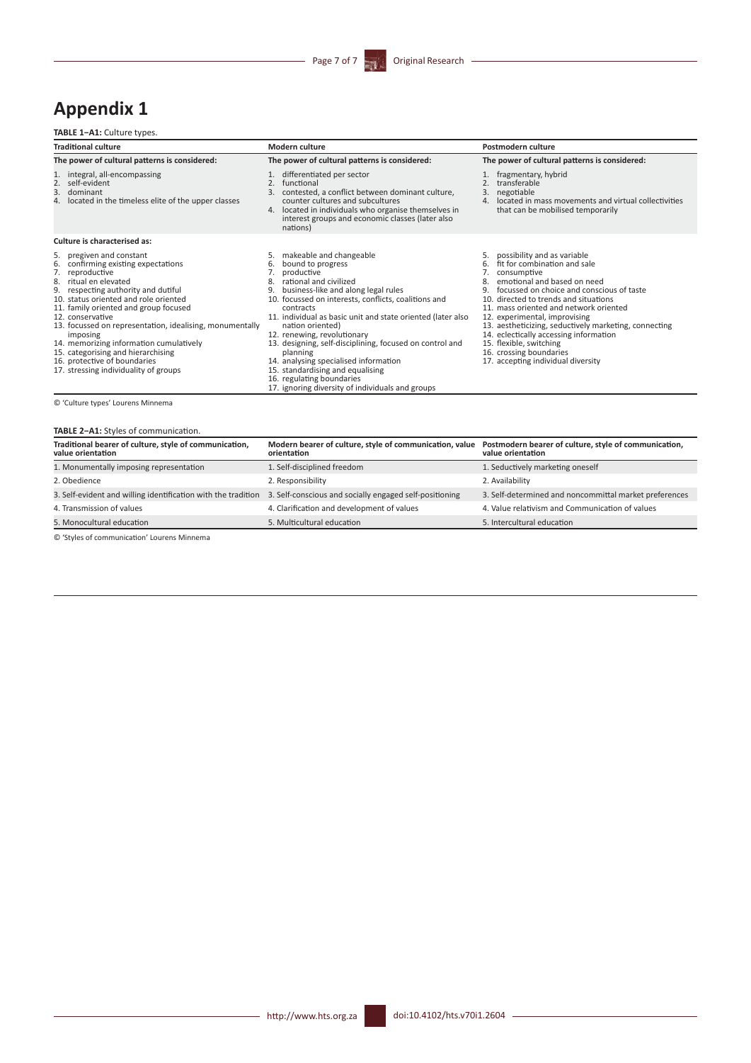# Appendix 1

**TABLE 1–A1:** Culture types.

| Traditional culture | Modern culture | Postmodern culture |
|---|---|---|
| **The power of cultural patterns is considered:** | **The power of cultural patterns is considered:** | **The power of cultural patterns is considered:** |
| 1. integral, all-encompassing<br>2. self-evident<br>3. dominant<br>4. located in the timeless elite of the upper classes | 1. differentiated per sector<br>2. functional<br>3. contested, a conflict between dominant culture, counter cultures and subcultures<br>4. located in individuals who organise themselves in interest groups and economic classes (later also nations) | 1. fragmentary, hybrid<br>2. transferable<br>3. negotiable<br>4. located in mass movements and virtual collectivities that can be mobilised temporarily |
| **Culture is characterised as:** | | |
| 5. pregiven and constant<br>6. confirming existing expectations<br>7. reproductive<br>8. ritual en elevated<br>9. respecting authority and dutiful<br>10. status oriented and role oriented<br>11. family oriented and group focused<br>12. conservative<br>13. focussed on representation, idealising, monumentally imposing<br>14. memorizing information cumulatively<br>15. categorising and hierarchising<br>16. protective of boundaries<br>17. stressing individuality of groups | 5. makeable and changeable<br>6. bound to progress<br>7. productive<br>8. rational and civilized<br>9. business-like and along legal rules<br>10. focussed on interests, conflicts, coalitions and contracts<br>11. individual as basic unit and state oriented (later also nation oriented)<br>12. renewing, revolutionary<br>13. designing, self-disciplining, focused on control and planning<br>14. analysing specialised information<br>15. standardising and equalising<br>16. regulating boundaries<br>17. ignoring diversity of individuals and groups | 5. possibility and as variable<br>6. fit for combination and sale<br>7. consumptive<br>8. emotional and based on need<br>9. focussed on choice and conscious of taste<br>10. directed to trends and situations<br>11. mass oriented and network oriented<br>12. experimental, improvising<br>13. aestheticizing, seductively marketing, connecting<br>14. eclectically accessing information<br>15. flexible, switching<br>16. crossing boundaries<br>17. accepting individual diversity |

© 'Culture types' Lourens Minnema

**TABLE 2–A1:** Styles of communication.

| Traditional bearer of culture, style of communication, value orientation | Modern bearer of culture, style of communication, value orientation | Postmodern bearer of culture, style of communication, value orientation |
|---|---|---|
| 1. Monumentally imposing representation | 1. Self-disciplined freedom | 1. Seductively marketing oneself |
| 2. Obedience | 2. Responsibility | 2. Availability |
| 3. Self-evident and willing identification with the tradition | 3. Self-conscious and socially engaged self-positioning | 3. Self-determined and noncommittal market preferences |
| 4. Transmission of values | 4. Clarification and development of values | 4. Value relativism and Communication of values |
| 5. Monocultural education | 5. Multicultural education | 5. Intercultural education |

© 'Styles of communication' Lourens Minnema